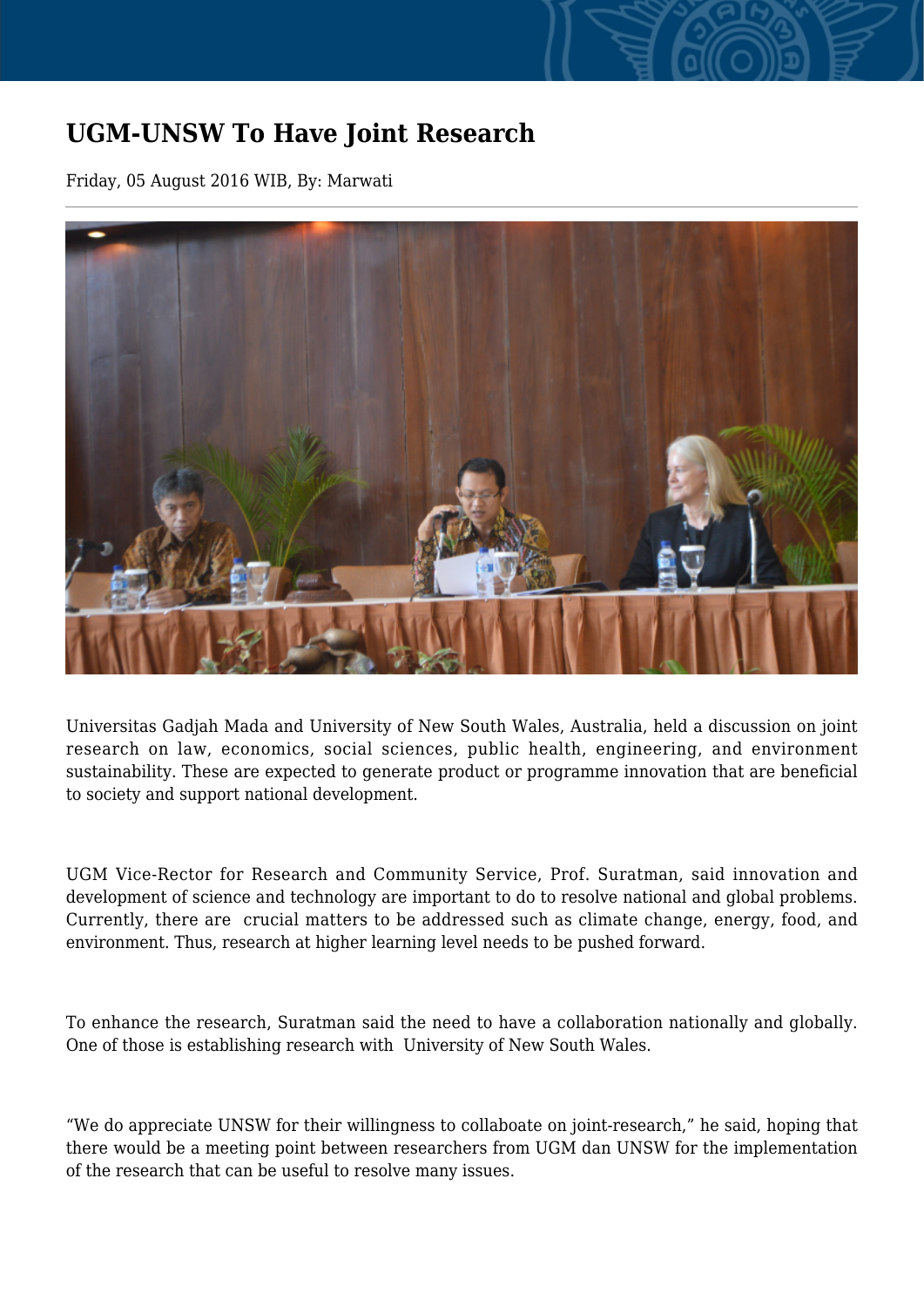# UGM-UNSW To Have Joint Research

Friday, 05 August 2016 WIB, By: Marwati

---

Universitas Gadjah Mada and University of New South Wales, Australia, held a discussion on joint research on law, economics, social sciences, public health, engineering, and environment sustainability. These are expected to generate product or programme innovation that are beneficial to society and support national development.

UGM Vice-Rector for Research and Community Service, Prof. Suratman, said innovation and development of science and technology are important to do to resolve national and global problems. Currently, there are crucial matters to be addressed such as climate change, energy, food, and environment. Thus, research at higher learning level needs to be pushed forward.

To enhance the research, Suratman said the need to have a collaboration nationally and globally. One of those is establishing research with University of New South Wales.

“We do appreciate UNSW for their willingness to collaboate on joint-research,” he said, hoping that there would be a meeting point between researchers from UGM dan UNSW for the implementation of the research that can be useful to resolve many issues.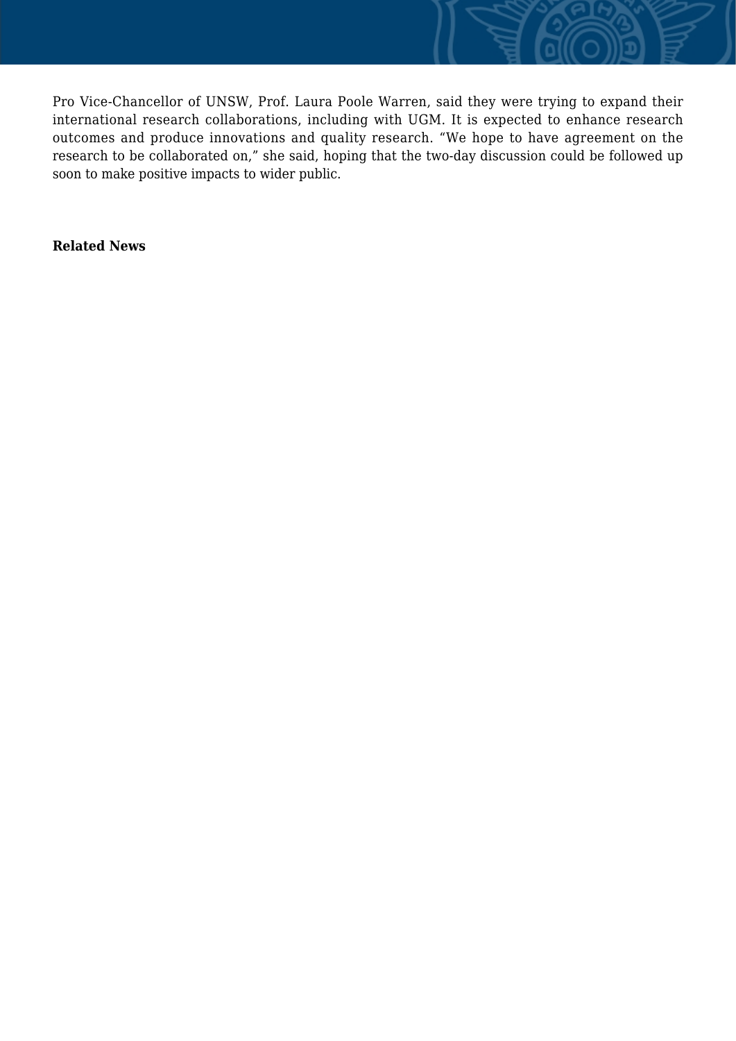Pro Vice-Chancellor of UNSW, Prof. Laura Poole Warren, said they were trying to expand their international research collaborations, including with UGM. It is expected to enhance research outcomes and produce innovations and quality research. “We hope to have agreement on the research to be collaborated on,” she said, hoping that the two-day discussion could be followed up soon to make positive impacts to wider public.

**Related News**